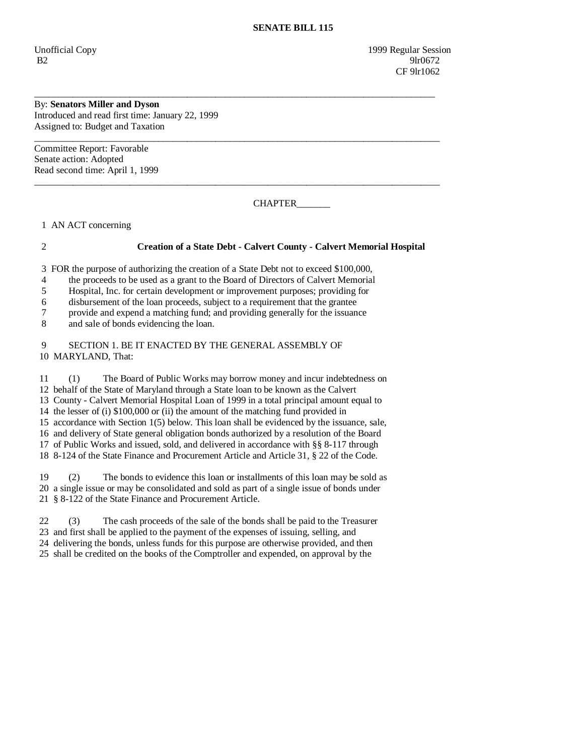**SENATE BILL 115**

Unofficial Copy 1999 Regular Session
B2 9lr0672
CF 9lr1062

---

By: **Senators Miller and Dyson**
Introduced and read first time: January 22, 1999
Assigned to: Budget and Taxation

---

Committee Report: Favorable
Senate action: Adopted
Read second time: April 1, 1999

---

CHAPTER_______

1 AN ACT concerning

2 **Creation of a State Debt - Calvert County - Calvert Memorial Hospital**

3 FOR the purpose of authorizing the creation of a State Debt not to exceed $100,000,
4 the proceeds to be used as a grant to the Board of Directors of Calvert Memorial
5 Hospital, Inc. for certain development or improvement purposes; providing for
6 disbursement of the loan proceeds, subject to a requirement that the grantee
7 provide and expend a matching fund; and providing generally for the issuance
8 and sale of bonds evidencing the loan.

9 SECTION 1. BE IT ENACTED BY THE GENERAL ASSEMBLY OF
10 MARYLAND, That:

11 (1) The Board of Public Works may borrow money and incur indebtedness on
12 behalf of the State of Maryland through a State loan to be known as the Calvert
13 County - Calvert Memorial Hospital Loan of 1999 in a total principal amount equal to
14 the lesser of (i) $100,000 or (ii) the amount of the matching fund provided in
15 accordance with Section 1(5) below. This loan shall be evidenced by the issuance, sale,
16 and delivery of State general obligation bonds authorized by a resolution of the Board
17 of Public Works and issued, sold, and delivered in accordance with §§ 8-117 through
18 8-124 of the State Finance and Procurement Article and Article 31, § 22 of the Code.

19 (2) The bonds to evidence this loan or installments of this loan may be sold as
20 a single issue or may be consolidated and sold as part of a single issue of bonds under
21 § 8-122 of the State Finance and Procurement Article.

22 (3) The cash proceeds of the sale of the bonds shall be paid to the Treasurer
23 and first shall be applied to the payment of the expenses of issuing, selling, and
24 delivering the bonds, unless funds for this purpose are otherwise provided, and then
25 shall be credited on the books of the Comptroller and expended, on approval by the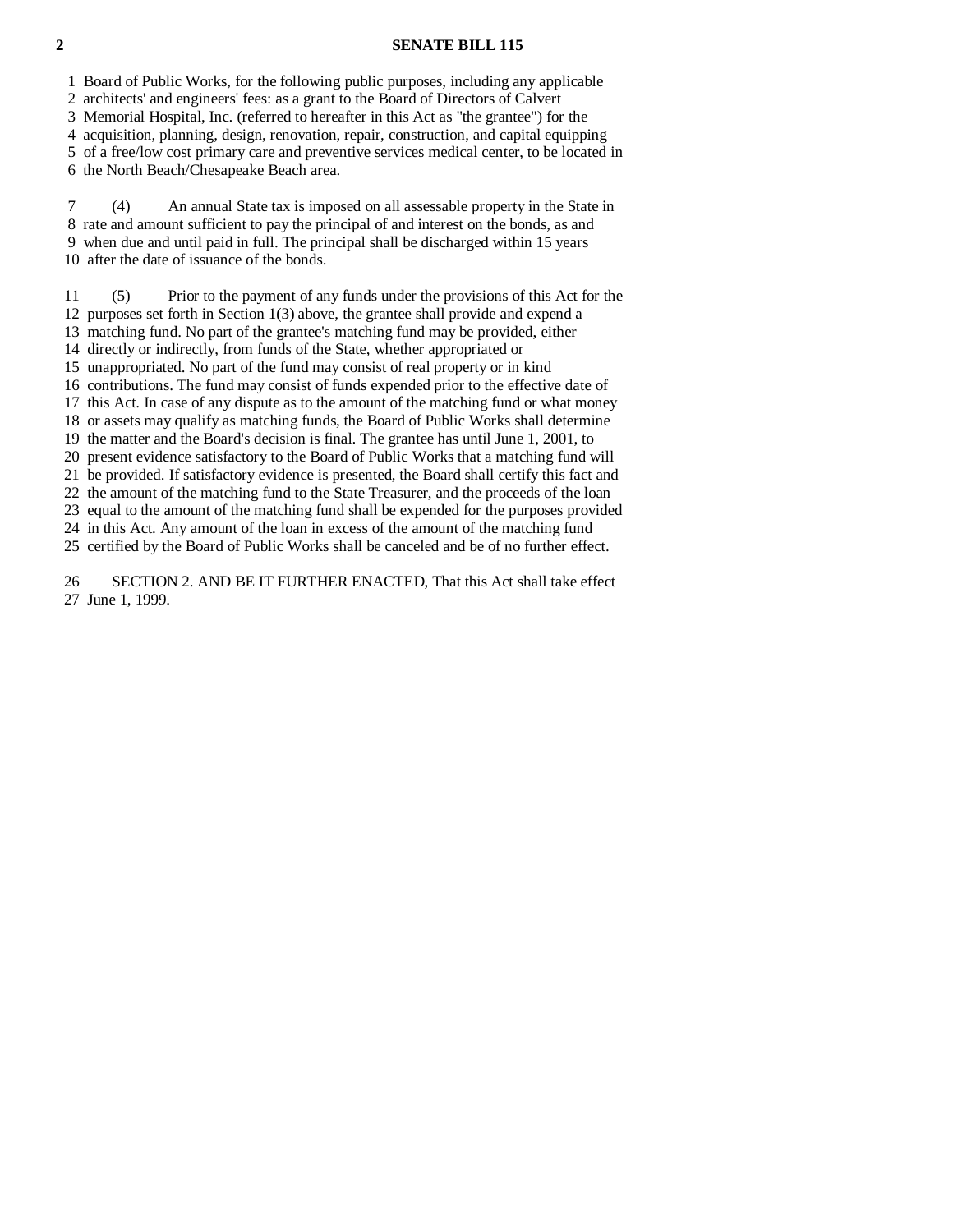Board of Public Works, for the following public purposes, including any applicable architects' and engineers' fees: as a grant to the Board of Directors of Calvert Memorial Hospital, Inc. (referred to hereafter in this Act as "the grantee") for the acquisition, planning, design, renovation, repair, construction, and capital equipping of a free/low cost primary care and preventive services medical center, to be located in the North Beach/Chesapeake Beach area.

(4) An annual State tax is imposed on all assessable property in the State in rate and amount sufficient to pay the principal of and interest on the bonds, as and when due and until paid in full. The principal shall be discharged within 15 years after the date of issuance of the bonds.

(5) Prior to the payment of any funds under the provisions of this Act for the purposes set forth in Section 1(3) above, the grantee shall provide and expend a matching fund. No part of the grantee's matching fund may be provided, either directly or indirectly, from funds of the State, whether appropriated or unappropriated. No part of the fund may consist of real property or in kind contributions. The fund may consist of funds expended prior to the effective date of this Act. In case of any dispute as to the amount of the matching fund or what money or assets may qualify as matching funds, the Board of Public Works shall determine the matter and the Board's decision is final. The grantee has until June 1, 2001, to present evidence satisfactory to the Board of Public Works that a matching fund will be provided. If satisfactory evidence is presented, the Board shall certify this fact and the amount of the matching fund to the State Treasurer, and the proceeds of the loan equal to the amount of the matching fund shall be expended for the purposes provided in this Act. Any amount of the loan in excess of the amount of the matching fund certified by the Board of Public Works shall be canceled and be of no further effect.

SECTION 2. AND BE IT FURTHER ENACTED, That this Act shall take effect June 1, 1999.